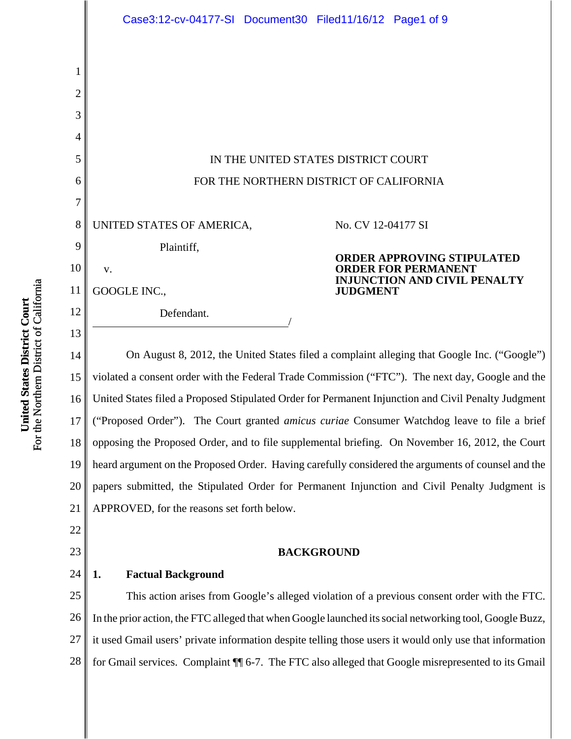IN THE UNITED STATES DISTRICT COURT

FOR THE NORTHERN DISTRICT OF CALIFORNIA

UNITED STATES OF AMERICA,

Plaintiff,

v.

GOOGLE INC.,

Defendant.

No. CV 12-04177 SI

**ORDER APPROVING STIPULATED ORDER FOR PERMANENT INJUNCTION AND CIVIL PENALTY JUDGMENT**

On August 8, 2012, the United States filed a complaint alleging that Google Inc. ("Google") violated a consent order with the Federal Trade Commission ("FTC"). The next day, Google and the United States filed a Proposed Stipulated Order for Permanent Injunction and Civil Penalty Judgment ("Proposed Order"). The Court granted *amicus curiae* Consumer Watchdog leave to file a brief opposing the Proposed Order, and to file supplemental briefing. On November 16, 2012, the Court heard argument on the Proposed Order. Having carefully considered the arguments of counsel and the papers submitted, the Stipulated Order for Permanent Injunction and Civil Penalty Judgment is APPROVED, for the reasons set forth below.

## BACKGROUND

### 1. Factual Background

This action arises from Google's alleged violation of a previous consent order with the FTC. In the prior action, the FTC alleged that when Google launched its social networking tool, Google Buzz, it used Gmail users' private information despite telling those users it would only use that information for Gmail services. Complaint ¶¶ 6-7. The FTC also alleged that Google misrepresented to its Gmail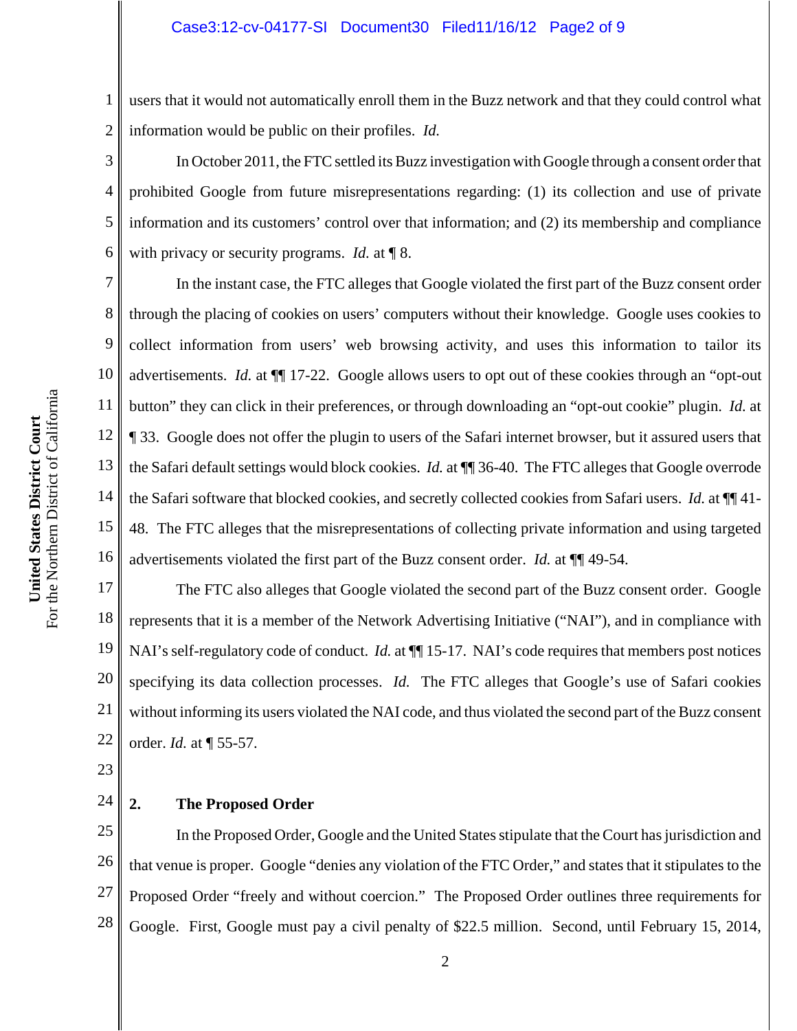users that it would not automatically enroll them in the Buzz network and that they could control what information would be public on their profiles. *Id.*

In October 2011, the FTC settled its Buzz investigation with Google through a consent order that prohibited Google from future misrepresentations regarding: (1) its collection and use of private information and its customers' control over that information; and (2) its membership and compliance with privacy or security programs. *Id.* at ¶ 8.

In the instant case, the FTC alleges that Google violated the first part of the Buzz consent order through the placing of cookies on users' computers without their knowledge. Google uses cookies to collect information from users' web browsing activity, and uses this information to tailor its advertisements. *Id.* at ¶¶ 17-22. Google allows users to opt out of these cookies through an "opt-out button" they can click in their preferences, or through downloading an "opt-out cookie" plugin. *Id.* at ¶ 33. Google does not offer the plugin to users of the Safari internet browser, but it assured users that the Safari default settings would block cookies. *Id.* at ¶¶ 36-40. The FTC alleges that Google overrode the Safari software that blocked cookies, and secretly collected cookies from Safari users. *Id.* at ¶¶ 41-48. The FTC alleges that the misrepresentations of collecting private information and using targeted advertisements violated the first part of the Buzz consent order. *Id.* at ¶¶ 49-54.

The FTC also alleges that Google violated the second part of the Buzz consent order. Google represents that it is a member of the Network Advertising Initiative ("NAI"), and in compliance with NAI's self-regulatory code of conduct. *Id.* at ¶¶ 15-17. NAI's code requires that members post notices specifying its data collection processes. *Id.* The FTC alleges that Google's use of Safari cookies without informing its users violated the NAI code, and thus violated the second part of the Buzz consent order. *Id.* at ¶ 55-57.

## 2. The Proposed Order

In the Proposed Order, Google and the United States stipulate that the Court has jurisdiction and that venue is proper. Google "denies any violation of the FTC Order," and states that it stipulates to the Proposed Order "freely and without coercion." The Proposed Order outlines three requirements for Google. First, Google must pay a civil penalty of $22.5 million. Second, until February 15, 2014,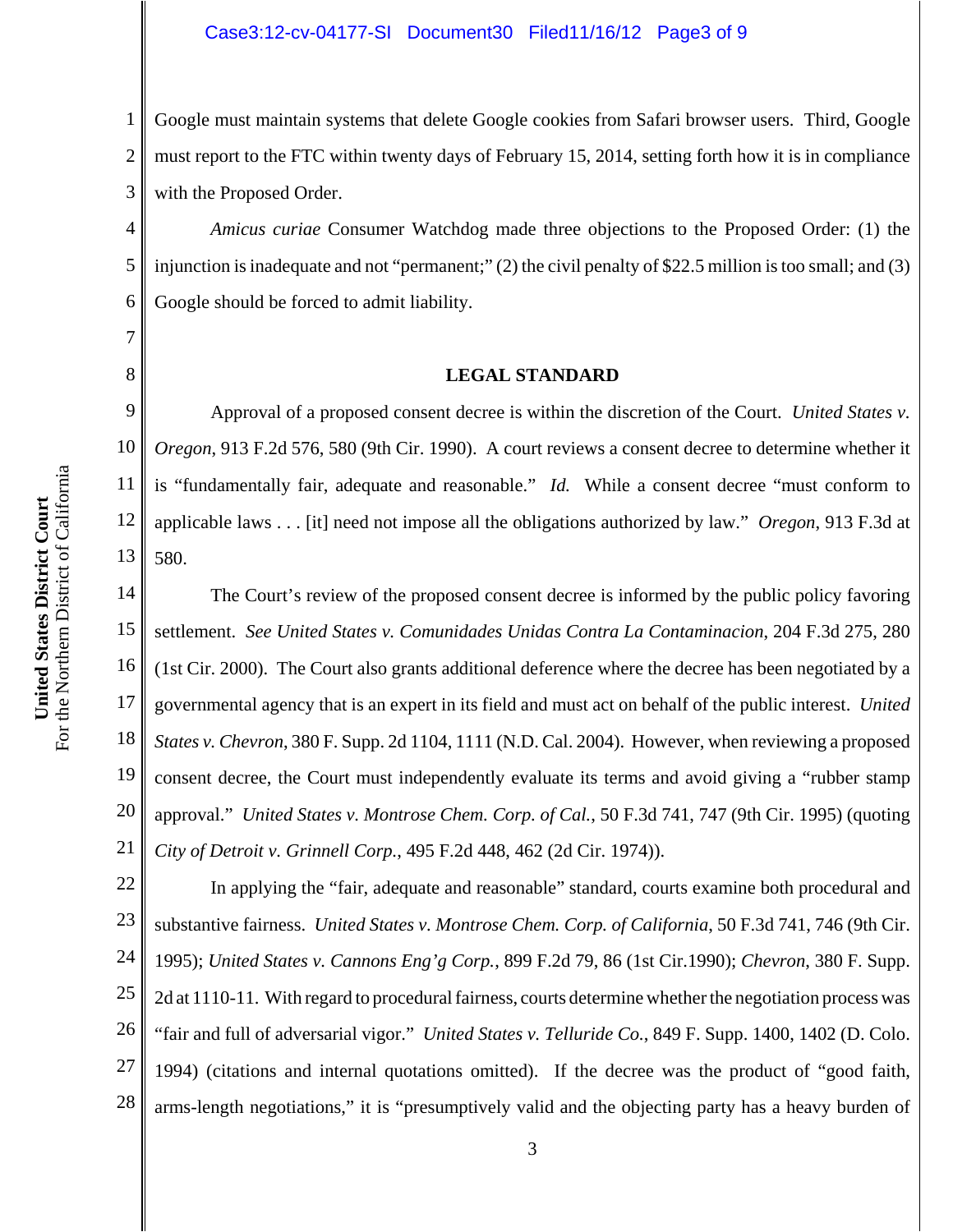Google must maintain systems that delete Google cookies from Safari browser users. Third, Google must report to the FTC within twenty days of February 15, 2014, setting forth how it is in compliance with the Proposed Order.

*Amicus curiae* Consumer Watchdog made three objections to the Proposed Order: (1) the injunction is inadequate and not "permanent;" (2) the civil penalty of $22.5 million is too small; and (3) Google should be forced to admit liability.

**LEGAL STANDARD**

Approval of a proposed consent decree is within the discretion of the Court. *United States v. Oregon*, 913 F.2d 576, 580 (9th Cir. 1990). A court reviews a consent decree to determine whether it is "fundamentally fair, adequate and reasonable." *Id.* While a consent decree "must conform to applicable laws . . . [it] need not impose all the obligations authorized by law." *Oregon*, 913 F.3d at 580.

The Court's review of the proposed consent decree is informed by the public policy favoring settlement. *See United States v. Comunidades Unidas Contra La Contaminacion*, 204 F.3d 275, 280 (1st Cir. 2000). The Court also grants additional deference where the decree has been negotiated by a governmental agency that is an expert in its field and must act on behalf of the public interest. *United States v. Chevron*, 380 F. Supp. 2d 1104, 1111 (N.D. Cal. 2004). However, when reviewing a proposed consent decree, the Court must independently evaluate its terms and avoid giving a "rubber stamp approval." *United States v. Montrose Chem. Corp. of Cal.*, 50 F.3d 741, 747 (9th Cir. 1995) (quoting *City of Detroit v. Grinnell Corp.*, 495 F.2d 448, 462 (2d Cir. 1974)).

In applying the "fair, adequate and reasonable" standard, courts examine both procedural and substantive fairness. *United States v. Montrose Chem. Corp. of California*, 50 F.3d 741, 746 (9th Cir. 1995); *United States v. Cannons Eng'g Corp.*, 899 F.2d 79, 86 (1st Cir.1990); *Chevron*, 380 F. Supp. 2d at 1110-11. With regard to procedural fairness, courts determine whether the negotiation process was "fair and full of adversarial vigor." *United States v. Telluride Co.*, 849 F. Supp. 1400, 1402 (D. Colo. 1994) (citations and internal quotations omitted). If the decree was the product of "good faith, arms-length negotiations," it is "presumptively valid and the objecting party has a heavy burden of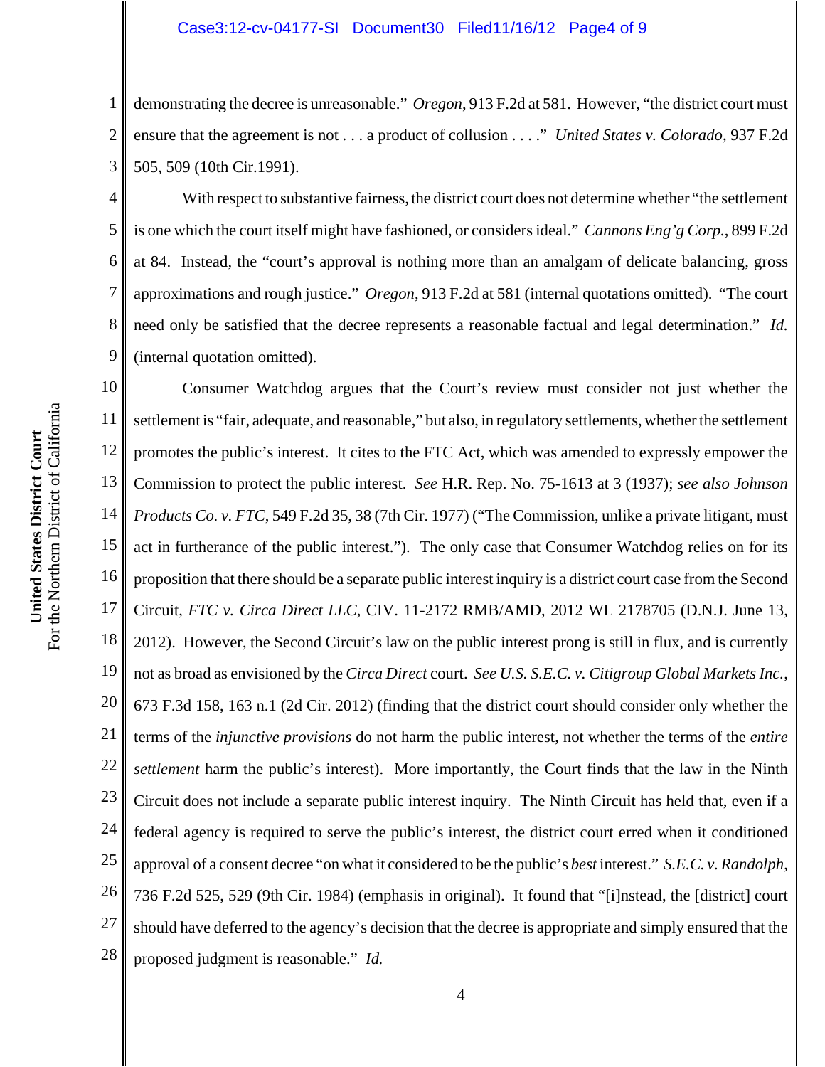demonstrating the decree is unreasonable." *Oregon*, 913 F.2d at 581. However, "the district court must ensure that the agreement is not . . . a product of collusion . . . ." *United States v. Colorado*, 937 F.2d 505, 509 (10th Cir.1991).

With respect to substantive fairness, the district court does not determine whether "the settlement is one which the court itself might have fashioned, or considers ideal." *Cannons Eng'g Corp.*, 899 F.2d at 84. Instead, the "court's approval is nothing more than an amalgam of delicate balancing, gross approximations and rough justice." *Oregon*, 913 F.2d at 581 (internal quotations omitted). "The court need only be satisfied that the decree represents a reasonable factual and legal determination." *Id.* (internal quotation omitted).

Consumer Watchdog argues that the Court's review must consider not just whether the settlement is "fair, adequate, and reasonable," but also, in regulatory settlements, whether the settlement promotes the public's interest. It cites to the FTC Act, which was amended to expressly empower the Commission to protect the public interest. *See* H.R. Rep. No. 75-1613 at 3 (1937); *see also Johnson Products Co. v. FTC*, 549 F.2d 35, 38 (7th Cir. 1977) ("The Commission, unlike a private litigant, must act in furtherance of the public interest."). The only case that Consumer Watchdog relies on for its proposition that there should be a separate public interest inquiry is a district court case from the Second Circuit, *FTC v. Circa Direct LLC*, CIV. 11-2172 RMB/AMD, 2012 WL 2178705 (D.N.J. June 13, 2012). However, the Second Circuit's law on the public interest prong is still in flux, and is currently not as broad as envisioned by the *Circa Direct* court. *See U.S. S.E.C. v. Citigroup Global Markets Inc.*, 673 F.3d 158, 163 n.1 (2d Cir. 2012) (finding that the district court should consider only whether the terms of the *injunctive provisions* do not harm the public interest, not whether the terms of the *entire settlement* harm the public's interest). More importantly, the Court finds that the law in the Ninth Circuit does not include a separate public interest inquiry. The Ninth Circuit has held that, even if a federal agency is required to serve the public's interest, the district court erred when it conditioned approval of a consent decree "on what it considered to be the public's *best* interest." *S.E.C. v. Randolph*, 736 F.2d 525, 529 (9th Cir. 1984) (emphasis in original). It found that "[i]nstead, the [district] court should have deferred to the agency's decision that the decree is appropriate and simply ensured that the proposed judgment is reasonable." *Id.*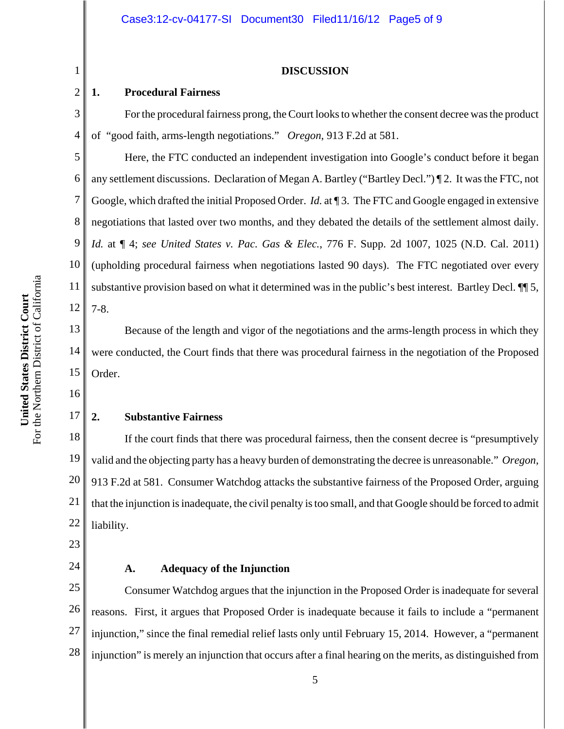# DISCUSSION

## 1. Procedural Fairness

For the procedural fairness prong, the Court looks to whether the consent decree was the product of "good faith, arms-length negotiations." *Oregon*, 913 F.2d at 581.

Here, the FTC conducted an independent investigation into Google's conduct before it began any settlement discussions. Declaration of Megan A. Bartley ("Bartley Decl.") ¶ 2. It was the FTC, not Google, which drafted the initial Proposed Order. *Id.* at ¶ 3. The FTC and Google engaged in extensive negotiations that lasted over two months, and they debated the details of the settlement almost daily. *Id.* at ¶ 4; *see United States v. Pac. Gas & Elec.*, 776 F. Supp. 2d 1007, 1025 (N.D. Cal. 2011) (upholding procedural fairness when negotiations lasted 90 days). The FTC negotiated over every substantive provision based on what it determined was in the public's best interest. Bartley Decl. ¶¶ 5, 7-8.

Because of the length and vigor of the negotiations and the arms-length process in which they were conducted, the Court finds that there was procedural fairness in the negotiation of the Proposed Order.

## 2. Substantive Fairness

If the court finds that there was procedural fairness, then the consent decree is "presumptively valid and the objecting party has a heavy burden of demonstrating the decree is unreasonable." *Oregon*, 913 F.2d at 581. Consumer Watchdog attacks the substantive fairness of the Proposed Order, arguing that the injunction is inadequate, the civil penalty is too small, and that Google should be forced to admit liability.

### A. Adequacy of the Injunction

Consumer Watchdog argues that the injunction in the Proposed Order is inadequate for several reasons. First, it argues that Proposed Order is inadequate because it fails to include a "permanent injunction," since the final remedial relief lasts only until February 15, 2014. However, a "permanent injunction" is merely an injunction that occurs after a final hearing on the merits, as distinguished from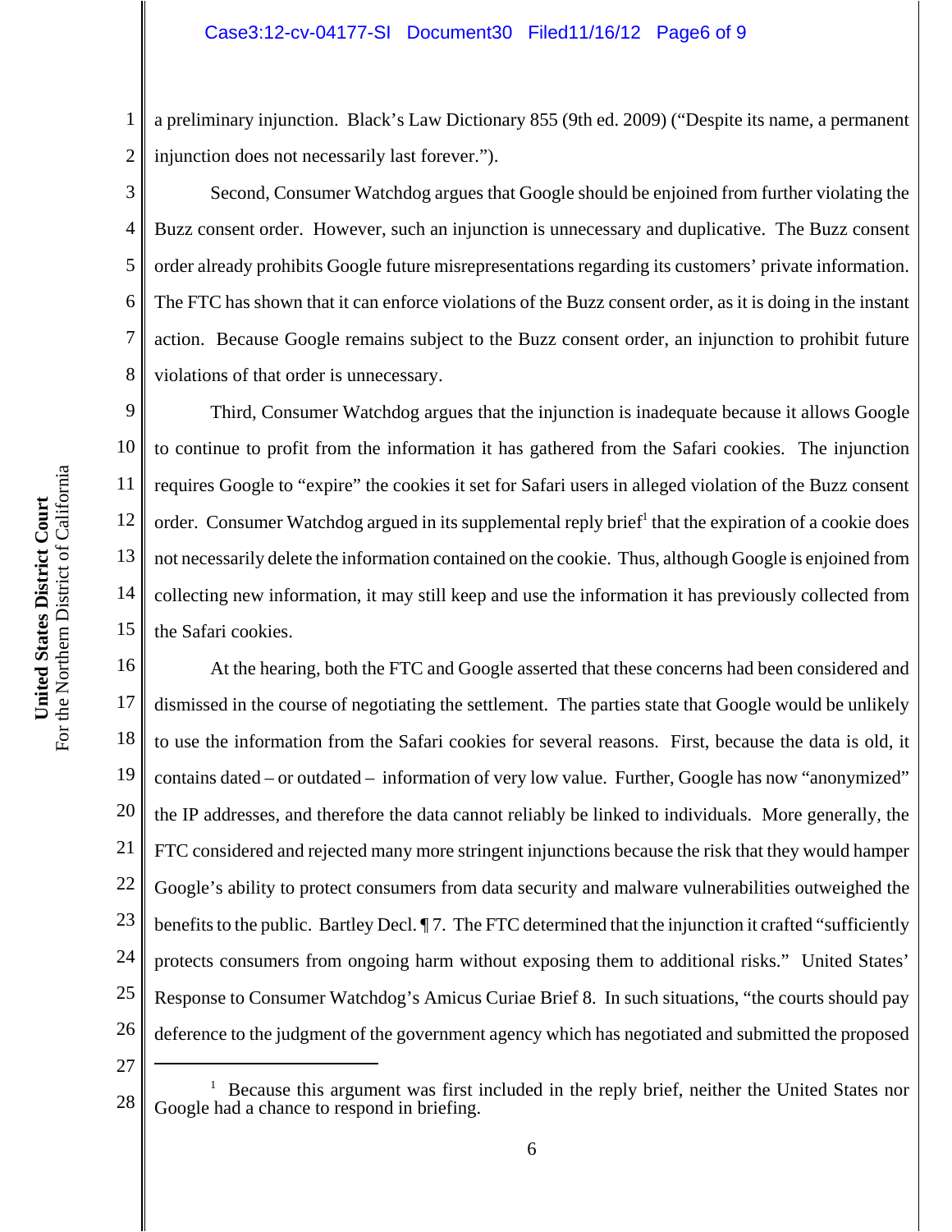a preliminary injunction. Black's Law Dictionary 855 (9th ed. 2009) ("Despite its name, a permanent injunction does not necessarily last forever.").

Second, Consumer Watchdog argues that Google should be enjoined from further violating the Buzz consent order. However, such an injunction is unnecessary and duplicative. The Buzz consent order already prohibits Google future misrepresentations regarding its customers' private information. The FTC has shown that it can enforce violations of the Buzz consent order, as it is doing in the instant action. Because Google remains subject to the Buzz consent order, an injunction to prohibit future violations of that order is unnecessary.

Third, Consumer Watchdog argues that the injunction is inadequate because it allows Google to continue to profit from the information it has gathered from the Safari cookies. The injunction requires Google to "expire" the cookies it set for Safari users in alleged violation of the Buzz consent order. Consumer Watchdog argued in its supplemental reply brief[1] that the expiration of a cookie does not necessarily delete the information contained on the cookie. Thus, although Google is enjoined from collecting new information, it may still keep and use the information it has previously collected from the Safari cookies.

At the hearing, both the FTC and Google asserted that these concerns had been considered and dismissed in the course of negotiating the settlement. The parties state that Google would be unlikely to use the information from the Safari cookies for several reasons. First, because the data is old, it contains dated – or outdated – information of very low value. Further, Google has now "anonymized" the IP addresses, and therefore the data cannot reliably be linked to individuals. More generally, the FTC considered and rejected many more stringent injunctions because the risk that they would hamper Google's ability to protect consumers from data security and malware vulnerabilities outweighed the benefits to the public. Bartley Decl. ¶ 7. The FTC determined that the injunction it crafted "sufficiently protects consumers from ongoing harm without exposing them to additional risks." United States' Response to Consumer Watchdog's Amicus Curiae Brief 8. In such situations, "the courts should pay deference to the judgment of the government agency which has negotiated and submitted the proposed

---

[1] Because this argument was first included in the reply brief, neither the United States nor Google had a chance to respond in briefing.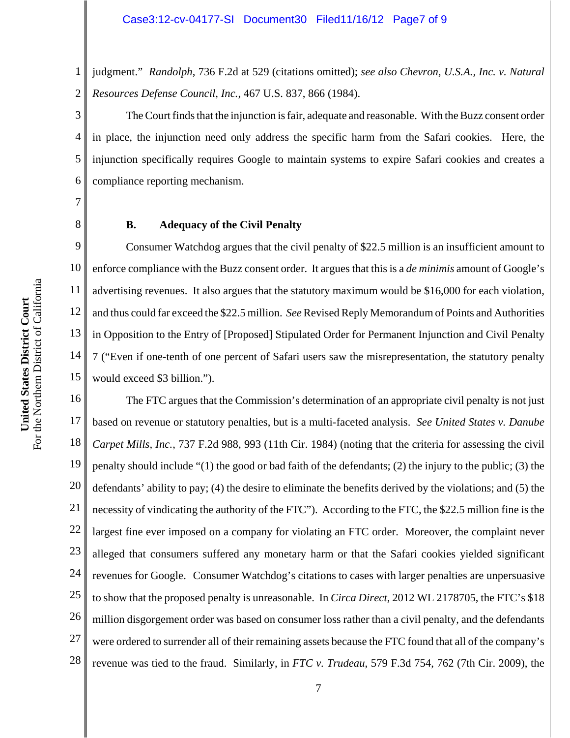judgment." *Randolph*, 736 F.2d at 529 (citations omitted); *see also Chevron, U.S.A., Inc. v. Natural Resources Defense Council, Inc.*, 467 U.S. 837, 866 (1984).

The Court finds that the injunction is fair, adequate and reasonable. With the Buzz consent order in place, the injunction need only address the specific harm from the Safari cookies. Here, the injunction specifically requires Google to maintain systems to expire Safari cookies and creates a compliance reporting mechanism.

**B. Adequacy of the Civil Penalty**

Consumer Watchdog argues that the civil penalty of $22.5 million is an insufficient amount to enforce compliance with the Buzz consent order. It argues that this is a *de minimis* amount of Google's advertising revenues. It also argues that the statutory maximum would be $16,000 for each violation, and thus could far exceed the $22.5 million. *See* Revised Reply Memorandum of Points and Authorities in Opposition to the Entry of [Proposed] Stipulated Order for Permanent Injunction and Civil Penalty 7 ("Even if one-tenth of one percent of Safari users saw the misrepresentation, the statutory penalty would exceed $3 billion.").

The FTC argues that the Commission's determination of an appropriate civil penalty is not just based on revenue or statutory penalties, but is a multi-faceted analysis. *See United States v. Danube Carpet Mills, Inc.*, 737 F.2d 988, 993 (11th Cir. 1984) (noting that the criteria for assessing the civil penalty should include "(1) the good or bad faith of the defendants; (2) the injury to the public; (3) the defendants' ability to pay; (4) the desire to eliminate the benefits derived by the violations; and (5) the necessity of vindicating the authority of the FTC"). According to the FTC, the $22.5 million fine is the largest fine ever imposed on a company for violating an FTC order. Moreover, the complaint never alleged that consumers suffered any monetary harm or that the Safari cookies yielded significant revenues for Google. Consumer Watchdog's citations to cases with larger penalties are unpersuasive to show that the proposed penalty is unreasonable. In *Circa Direct*, 2012 WL 2178705, the FTC's $18 million disgorgement order was based on consumer loss rather than a civil penalty, and the defendants were ordered to surrender all of their remaining assets because the FTC found that all of the company's revenue was tied to the fraud. Similarly, in *FTC v. Trudeau*, 579 F.3d 754, 762 (7th Cir. 2009), the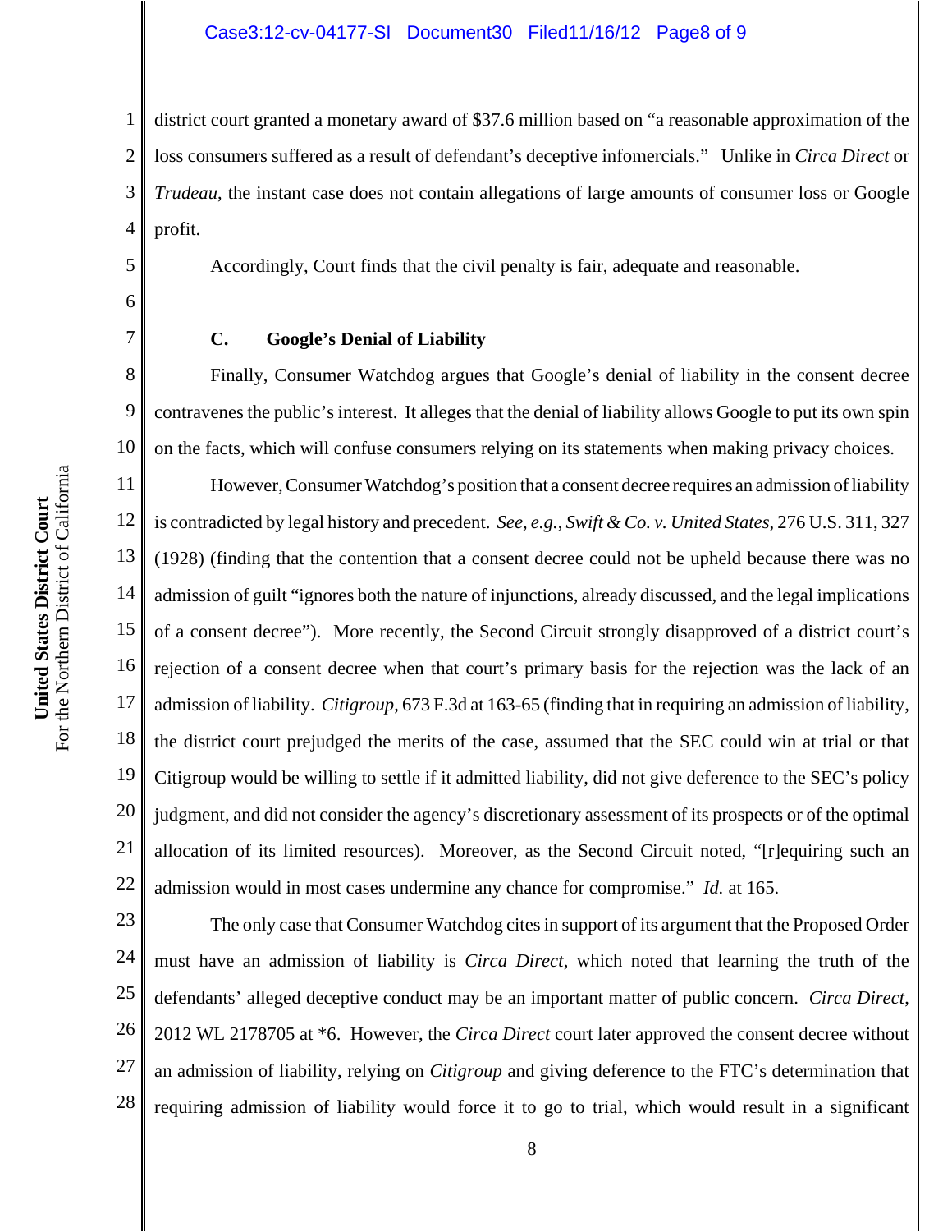district court granted a monetary award of $37.6 million based on "a reasonable approximation of the loss consumers suffered as a result of defendant's deceptive infomercials." Unlike in *Circa Direct* or *Trudeau*, the instant case does not contain allegations of large amounts of consumer loss or Google profit.

Accordingly, Court finds that the civil penalty is fair, adequate and reasonable.

### C. Google's Denial of Liability

Finally, Consumer Watchdog argues that Google's denial of liability in the consent decree contravenes the public's interest. It alleges that the denial of liability allows Google to put its own spin on the facts, which will confuse consumers relying on its statements when making privacy choices.

However, Consumer Watchdog's position that a consent decree requires an admission of liability is contradicted by legal history and precedent. *See, e.g.*, *Swift & Co. v. United States*, 276 U.S. 311, 327 (1928) (finding that the contention that a consent decree could not be upheld because there was no admission of guilt "ignores both the nature of injunctions, already discussed, and the legal implications of a consent decree"). More recently, the Second Circuit strongly disapproved of a district court's rejection of a consent decree when that court's primary basis for the rejection was the lack of an admission of liability. *Citigroup*, 673 F.3d at 163-65 (finding that in requiring an admission of liability, the district court prejudged the merits of the case, assumed that the SEC could win at trial or that Citigroup would be willing to settle if it admitted liability, did not give deference to the SEC's policy judgment, and did not consider the agency's discretionary assessment of its prospects or of the optimal allocation of its limited resources). Moreover, as the Second Circuit noted, "[r]equiring such an admission would in most cases undermine any chance for compromise." *Id.* at 165.

The only case that Consumer Watchdog cites in support of its argument that the Proposed Order must have an admission of liability is *Circa Direct*, which noted that learning the truth of the defendants' alleged deceptive conduct may be an important matter of public concern. *Circa Direct*, 2012 WL 2178705 at *6. However, the *Circa Direct* court later approved the consent decree without an admission of liability, relying on *Citigroup* and giving deference to the FTC's determination that requiring admission of liability would force it to go to trial, which would result in a significant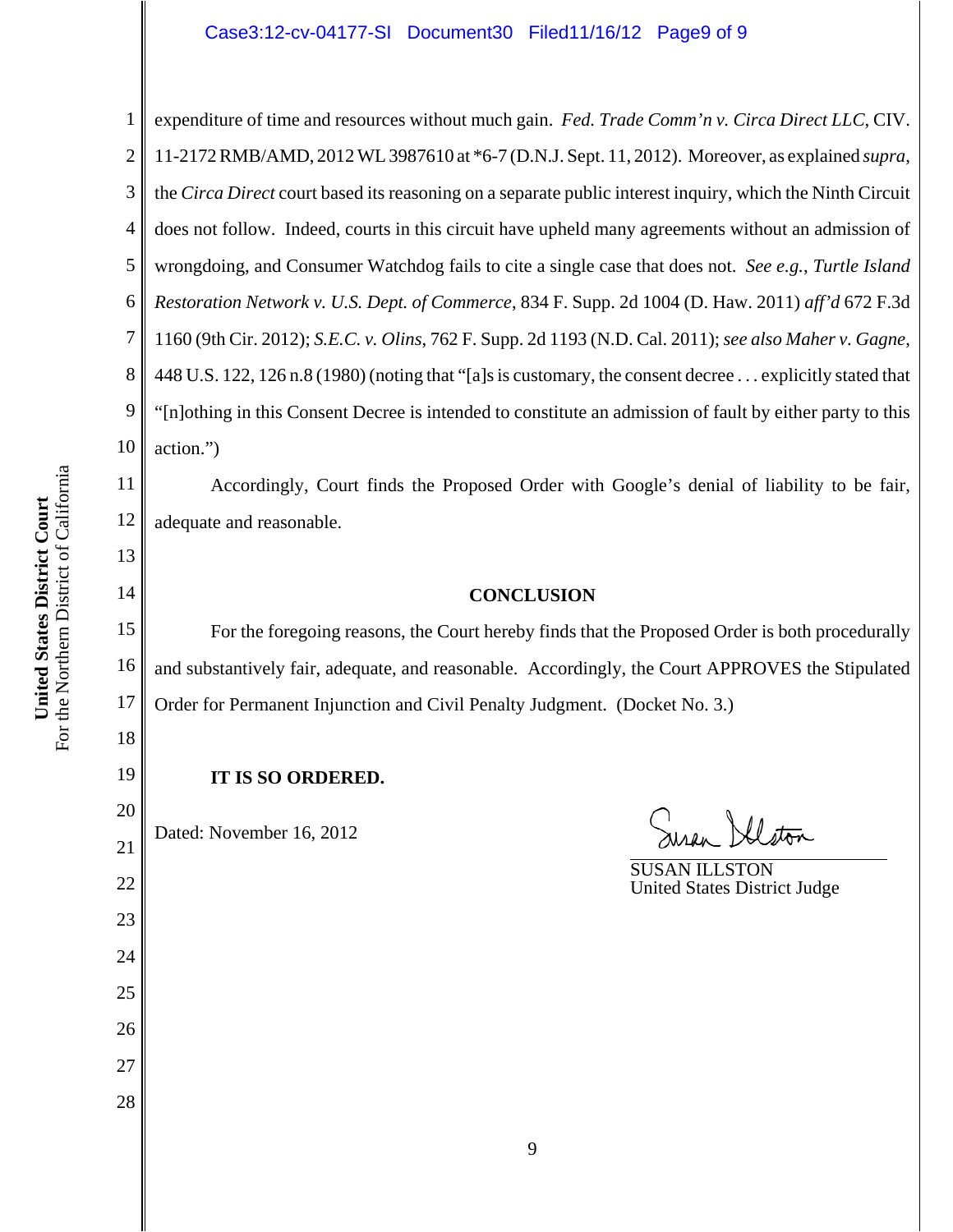expenditure of time and resources without much gain. *Fed. Trade Comm'n v. Circa Direct LLC*, CIV. 11-2172 RMB/AMD, 2012 WL 3987610 at *6-7 (D.N.J. Sept. 11, 2012). Moreover, as explained *supra*, the *Circa Direct* court based its reasoning on a separate public interest inquiry, which the Ninth Circuit does not follow. Indeed, courts in this circuit have upheld many agreements without an admission of wrongdoing, and Consumer Watchdog fails to cite a single case that does not. *See e.g.*, *Turtle Island Restoration Network v. U.S. Dept. of Commerce*, 834 F. Supp. 2d 1004 (D. Haw. 2011) *aff'd* 672 F.3d 1160 (9th Cir. 2012); *S.E.C. v. Olins*, 762 F. Supp. 2d 1193 (N.D. Cal. 2011); *see also Maher v. Gagne*, 448 U.S. 122, 126 n.8 (1980) (noting that "[a]s is customary, the consent decree . . . explicitly stated that "[n]othing in this Consent Decree is intended to constitute an admission of fault by either party to this action.")

Accordingly, Court finds the Proposed Order with Google's denial of liability to be fair, adequate and reasonable.

## CONCLUSION

For the foregoing reasons, the Court hereby finds that the Proposed Order is both procedurally and substantively fair, adequate, and reasonable. Accordingly, the Court APPROVES the Stipulated Order for Permanent Injunction and Civil Penalty Judgment. (Docket No. 3.)

**IT IS SO ORDERED.**

Dated: November 16, 2012

SUSAN ILLSTON
United States District Judge